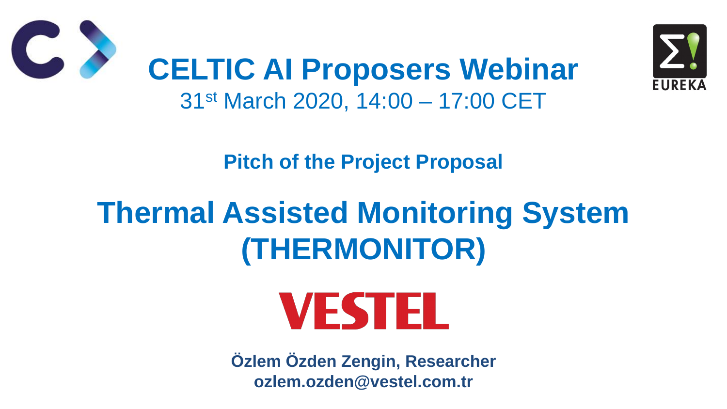# CELTIC AI Proposers Webinar

31st March 2020, 14:00 – 17:00 CET

**Pitch of the Project Proposal**

# Thermal Assisted Monitoring System (THERMONITOR)

VESTEL

**Özlem Özden Zengin, Researcher**
**ozlem.ozden@vestel.com.tr**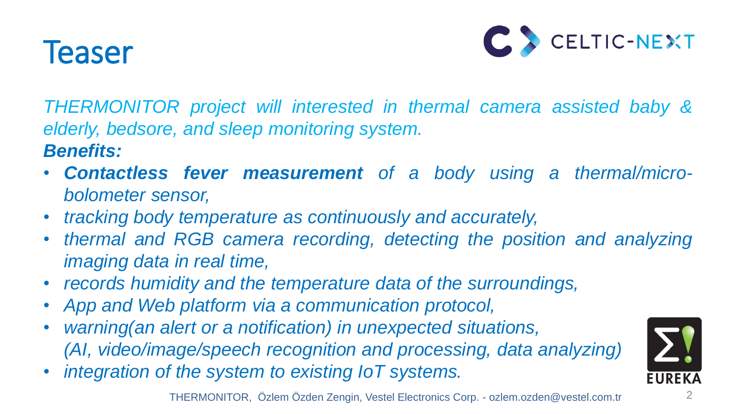# Teaser

*THERMONITOR project will interested in thermal camera assisted baby & elderly, bedsore, and sleep monitoring system.*

***Benefits:***

- ***Contactless fever measurement*** *of a body using a thermal/micro-bolometer sensor,*
- *tracking body temperature as continuously and accurately,*
- *thermal and RGB camera recording, detecting the position and analyzing imaging data in real time,*
- *records humidity and the temperature data of the surroundings,*
- *App and Web platform via a communication protocol,*
- *warning(an alert or a notification) in unexpected situations, (AI, video/image/speech recognition and processing, data analyzing)*
- *integration of the system to existing IoT systems.*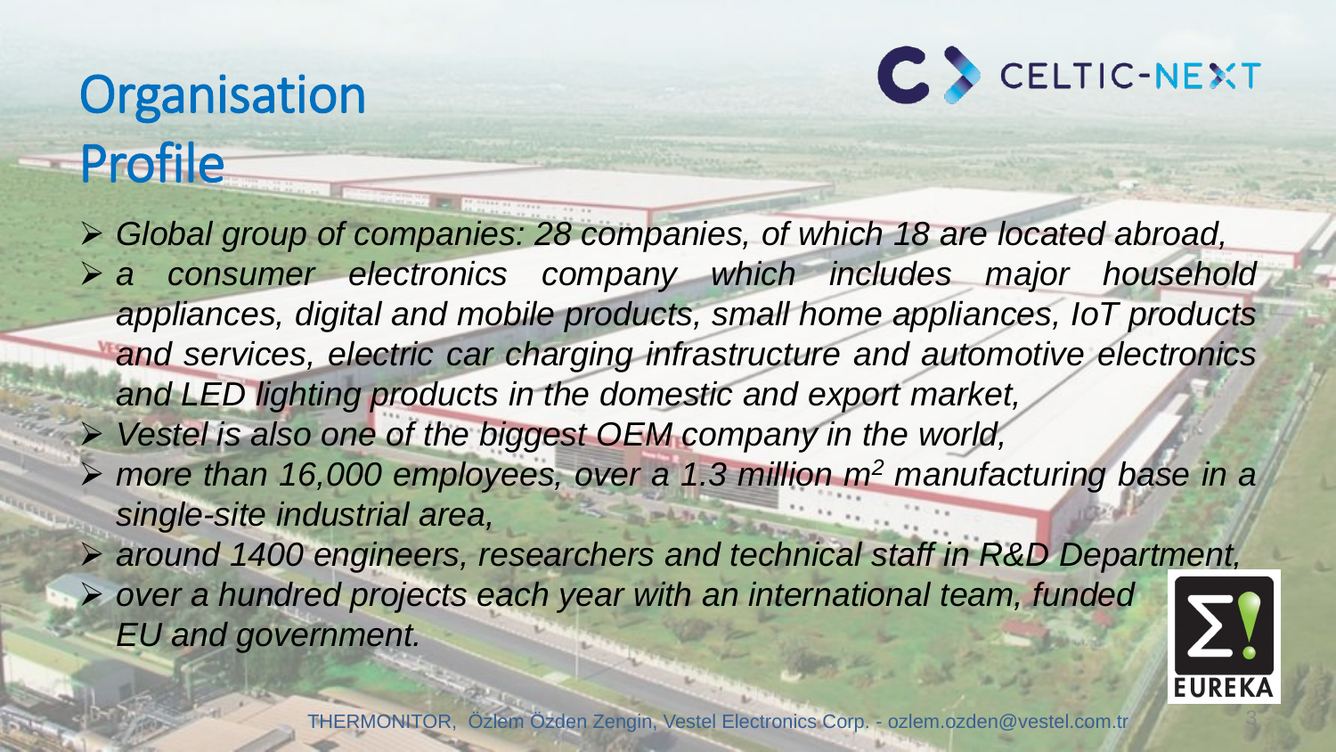# Organisation Profile

- *Global group of companies: 28 companies, of which 18 are located abroad,*
- *a consumer electronics company which includes major household appliances, digital and mobile products, small home appliances, IoT products and services, electric car charging infrastructure and automotive electronics and LED lighting products in the domestic and export market,*
- *Vestel is also one of the biggest OEM company in the world,*
- *more than 16,000 employees, over a 1.3 million $m^2$ manufacturing base in a single-site industrial area,*
- *around 1400 engineers, researchers and technical staff in R&D Department,*
- *over a hundred projects each year with an international team, funded EU and government.*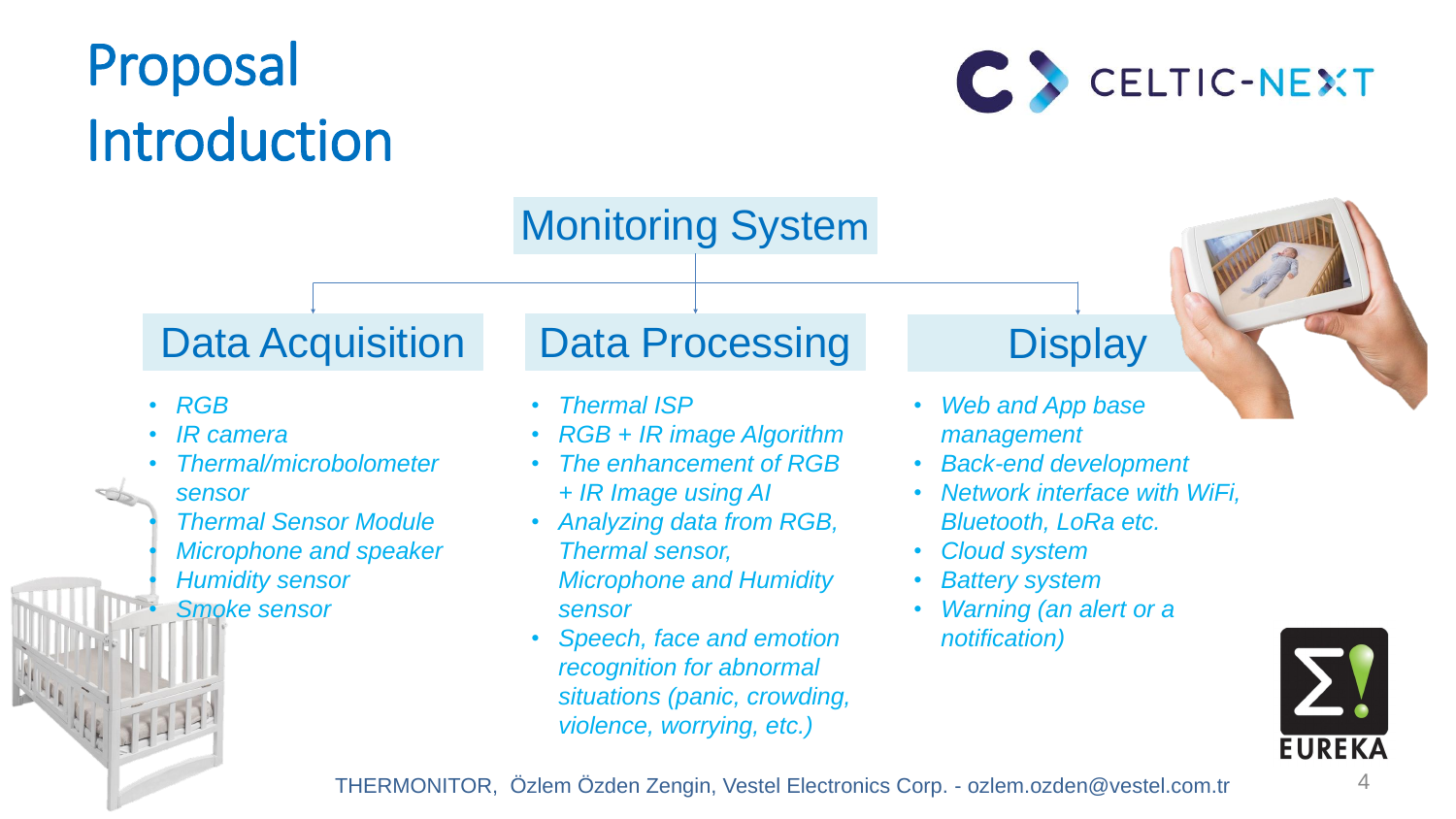# Proposal Introduction

## Monitoring System

### Data Acquisition

- *RGB*
- *IR camera*
- *Thermal/microbolometer sensor*
- *Thermal Sensor Module*
- *Microphone and speaker*
- *Humidity sensor*
- *Smoke sensor*

### Data Processing

- *Thermal ISP*
- *RGB + IR image Algorithm*
- *The enhancement of RGB + IR Image using AI*
- *Analyzing data from RGB, Thermal sensor, Microphone and Humidity sensor*
- *Speech, face and emotion recognition for abnormal situations (panic, crowding, violence, worrying, etc.)*

### Display

- *Web and App base management*
- *Back-end development*
- *Network interface with WiFi, Bluetooth, LoRa etc.*
- *Cloud system*
- *Battery system*
- *Warning (an alert or a notification)*

THERMONITOR, Özlem Özden Zengin, Vestel Electronics Corp. - ozlem.ozden@vestel.com.tr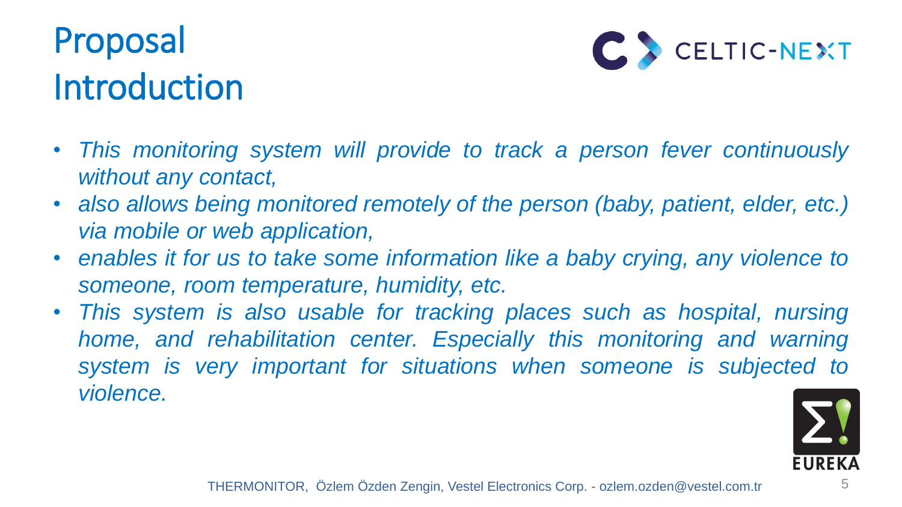# Proposal Introduction

- *This monitoring system will provide to track a person fever continuously without any contact,*
- *also allows being monitored remotely of the person (baby, patient, elder, etc.) via mobile or web application,*
- *enables it for us to take some information like a baby crying, any violence to someone, room temperature, humidity, etc.*
- *This system is also usable for tracking places such as hospital, nursing home, and rehabilitation center. Especially this monitoring and warning system is very important for situations when someone is subjected to violence.*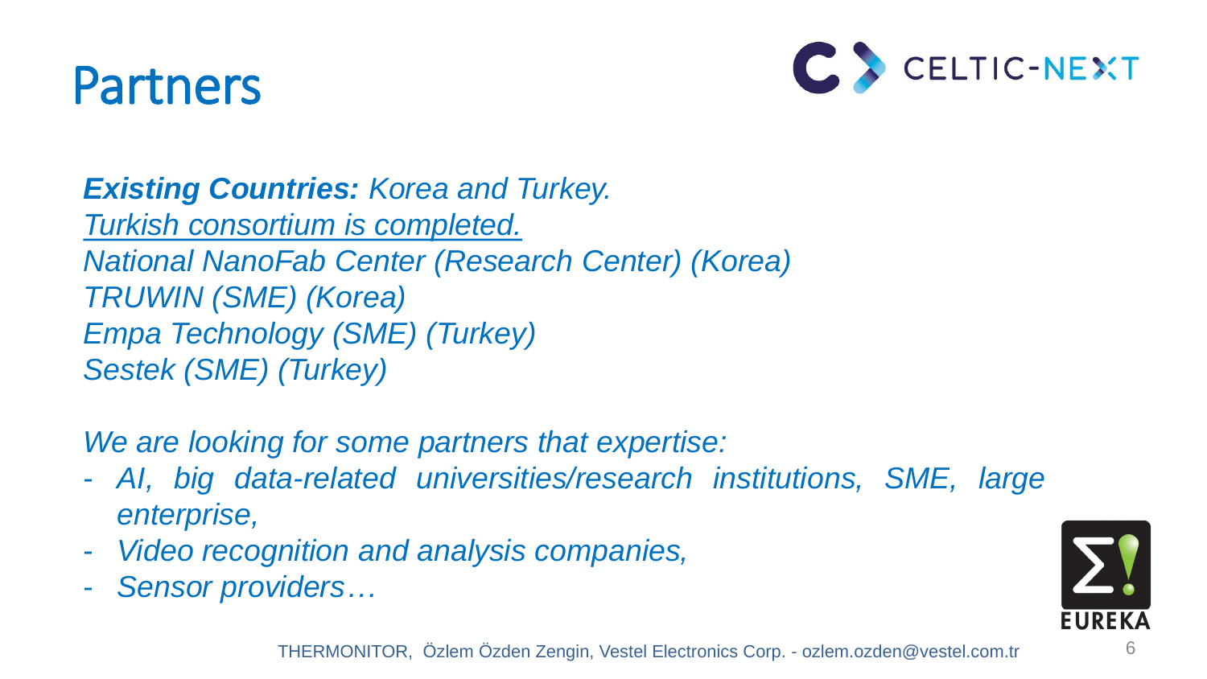# Partners

***Existing Countries:*** *Korea and Turkey.*
<u>*Turkish consortium is completed.*</u>
*National NanoFab Center (Research Center) (Korea)*
*TRUWIN (SME) (Korea)*
*Empa Technology (SME) (Turkey)*
*Sestek (SME) (Turkey)*

*We are looking for some partners that expertise:*

- *AI, big data-related universities/research institutions, SME, large enterprise,*
- *Video recognition and analysis companies,*
- *Sensor providers…*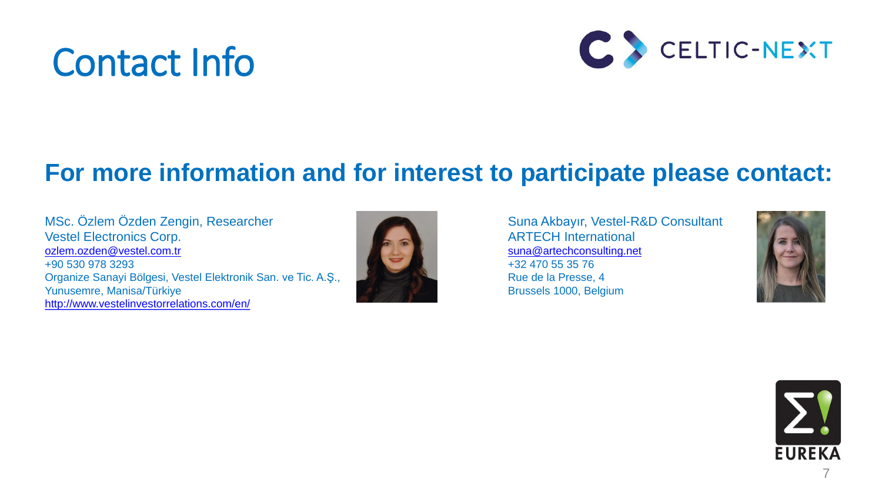# Contact Info

## For more information and for interest to participate please contact:

MSc. Özlem Özden Zengin, Researcher
Vestel Electronics Corp.
ozlem.ozden@vestel.com.tr
+90 530 978 3293
Organize Sanayi Bölgesi, Vestel Elektronik San. ve Tic. A.Ş.,
Yunusemre, Manisa/Türkiye
http://www.vestelinvestorrelations.com/en/

Suna Akbayır, Vestel-R&D Consultant
ARTECH International
suna@artechconsulting.net
+32 470 55 35 76
Rue de la Presse, 4
Brussels 1000, Belgium